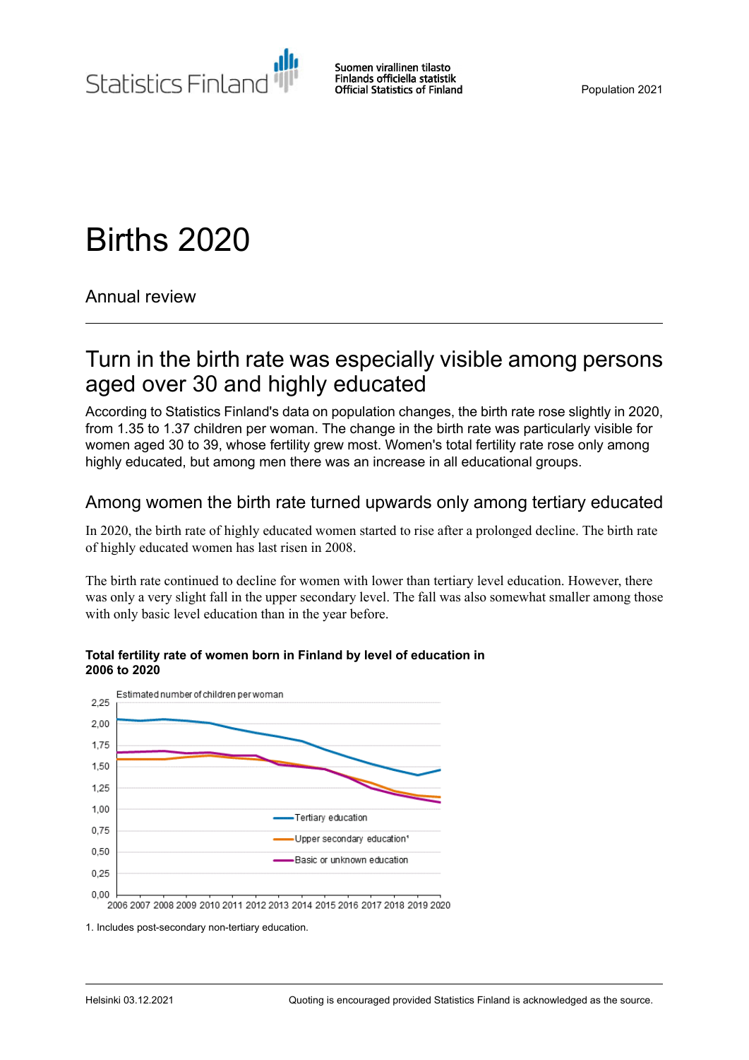Statistics Finland

Suomen virallinen tilasto
Finlands officiella statistik
Official Statistics of Finland

Population 2021

# Births 2020

Annual review

## Turn in the birth rate was especially visible among persons aged over 30 and highly educated

According to Statistics Finland's data on population changes, the birth rate rose slightly in 2020, from 1.35 to 1.37 children per woman. The change in the birth rate was particularly visible for women aged 30 to 39, whose fertility grew most. Women's total fertility rate rose only among highly educated, but among men there was an increase in all educational groups.

### Among women the birth rate turned upwards only among tertiary educated

In 2020, the birth rate of highly educated women started to rise after a prolonged decline. The birth rate of highly educated women has last risen in 2008.

The birth rate continued to decline for women with lower than tertiary level education. However, there was only a very slight fall in the upper secondary level. The fall was also somewhat smaller among those with only basic level education than in the year before.

**Total fertility rate of women born in Finland by level of education in 2006 to 2020**

Estimated number of children per woman

Legend: Tertiary education; Upper secondary education[1]; Basic or unknown education

Y-axis: 0,00–2,25; X-axis: 2006–2020

1. Includes post-secondary non-tertiary education.

Helsinki 03.12.2021

Quoting is encouraged provided Statistics Finland is acknowledged as the source.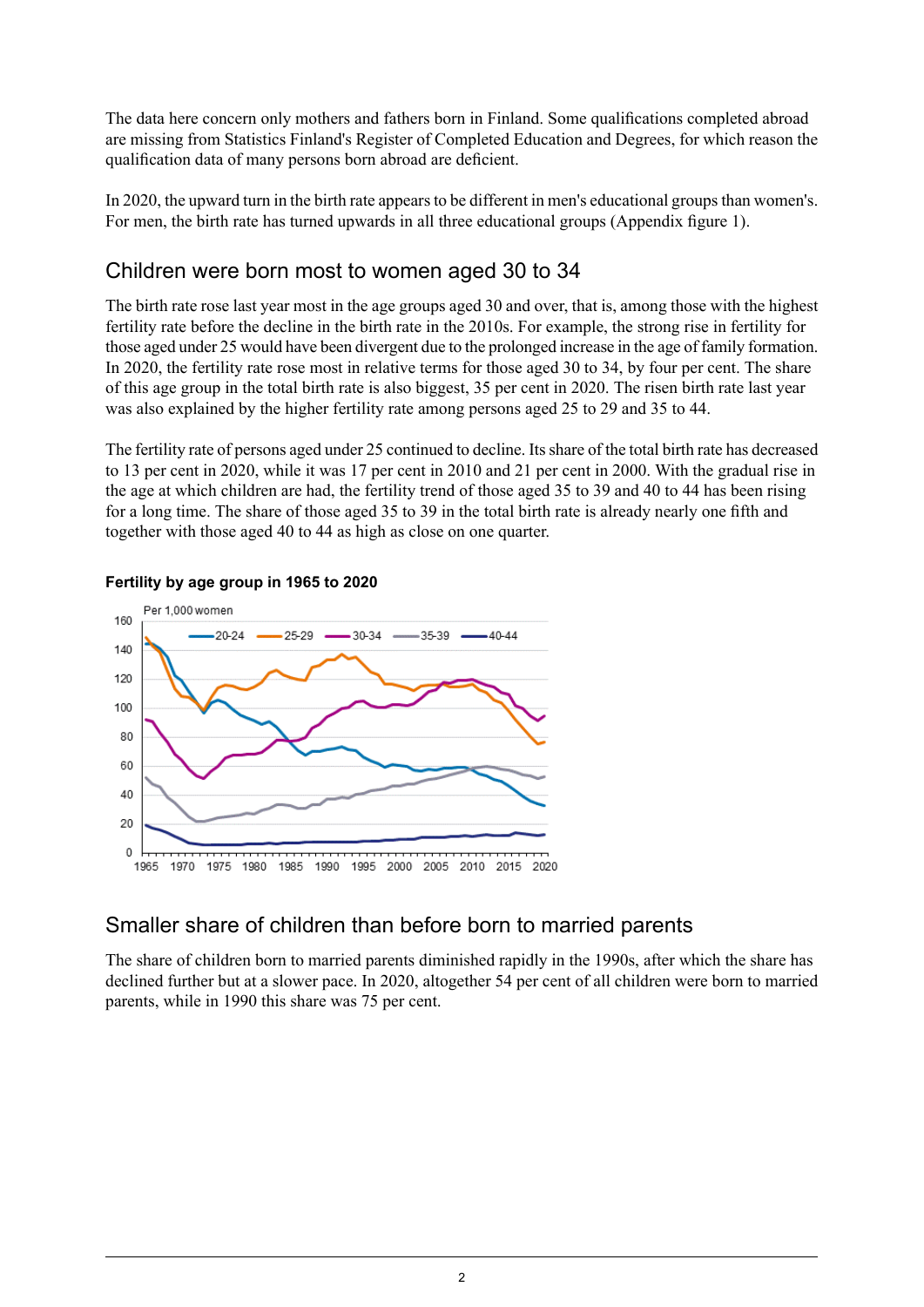The data here concern only mothers and fathers born in Finland. Some qualifications completed abroad are missing from Statistics Finland's Register of Completed Education and Degrees, for which reason the qualification data of many persons born abroad are deficient.

In 2020, the upward turn in the birth rate appears to be different in men's educational groups than women's. For men, the birth rate has turned upwards in all three educational groups (Appendix figure 1).

## Children were born most to women aged 30 to 34

The birth rate rose last year most in the age groups aged 30 and over, that is, among those with the highest fertility rate before the decline in the birth rate in the 2010s. For example, the strong rise in fertility for those aged under 25 would have been divergent due to the prolonged increase in the age of family formation. In 2020, the fertility rate rose most in relative terms for those aged 30 to 34, by four per cent. The share of this age group in the total birth rate is also biggest, 35 per cent in 2020. The risen birth rate last year was also explained by the higher fertility rate among persons aged 25 to 29 and 35 to 44.

The fertility rate of persons aged under 25 continued to decline. Its share of the total birth rate has decreased to 13 per cent in 2020, while it was 17 per cent in 2010 and 21 per cent in 2000. With the gradual rise in the age at which children are had, the fertility trend of those aged 35 to 39 and 40 to 44 has been rising for a long time. The share of those aged 35 to 39 in the total birth rate is already nearly one fifth and together with those aged 40 to 44 as high as close on one quarter.

**Fertility by age group in 1965 to 2020**

## Smaller share of children than before born to married parents

The share of children born to married parents diminished rapidly in the 1990s, after which the share has declined further but at a slower pace. In 2020, altogether 54 per cent of all children were born to married parents, while in 1990 this share was 75 per cent.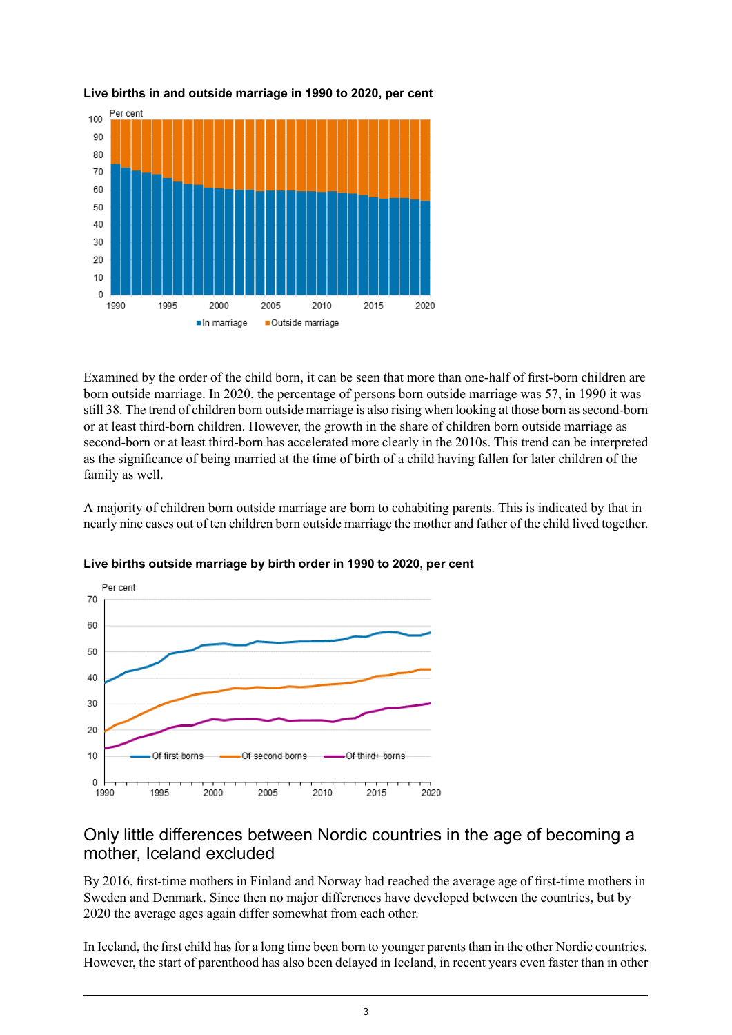**Live births in and outside marriage in 1990 to 2020, per cent**

Examined by the order of the child born, it can be seen that more than one-half of first-born children are born outside marriage. In 2020, the percentage of persons born outside marriage was 57, in 1990 it was still 38. The trend of children born outside marriage is also rising when looking at those born as second-born or at least third-born children. However, the growth in the share of children born outside marriage as second-born or at least third-born has accelerated more clearly in the 2010s. This trend can be interpreted as the significance of being married at the time of birth of a child having fallen for later children of the family as well.

A majority of children born outside marriage are born to cohabiting parents. This is indicated by that in nearly nine cases out of ten children born outside marriage the mother and father of the child lived together.

**Live births outside marriage by birth order in 1990 to 2020, per cent**

## Only little differences between Nordic countries in the age of becoming a mother, Iceland excluded

By 2016, first-time mothers in Finland and Norway had reached the average age of first-time mothers in Sweden and Denmark. Since then no major differences have developed between the countries, but by 2020 the average ages again differ somewhat from each other.

In Iceland, the first child has for a long time been born to younger parents than in the other Nordic countries. However, the start of parenthood has also been delayed in Iceland, in recent years even faster than in other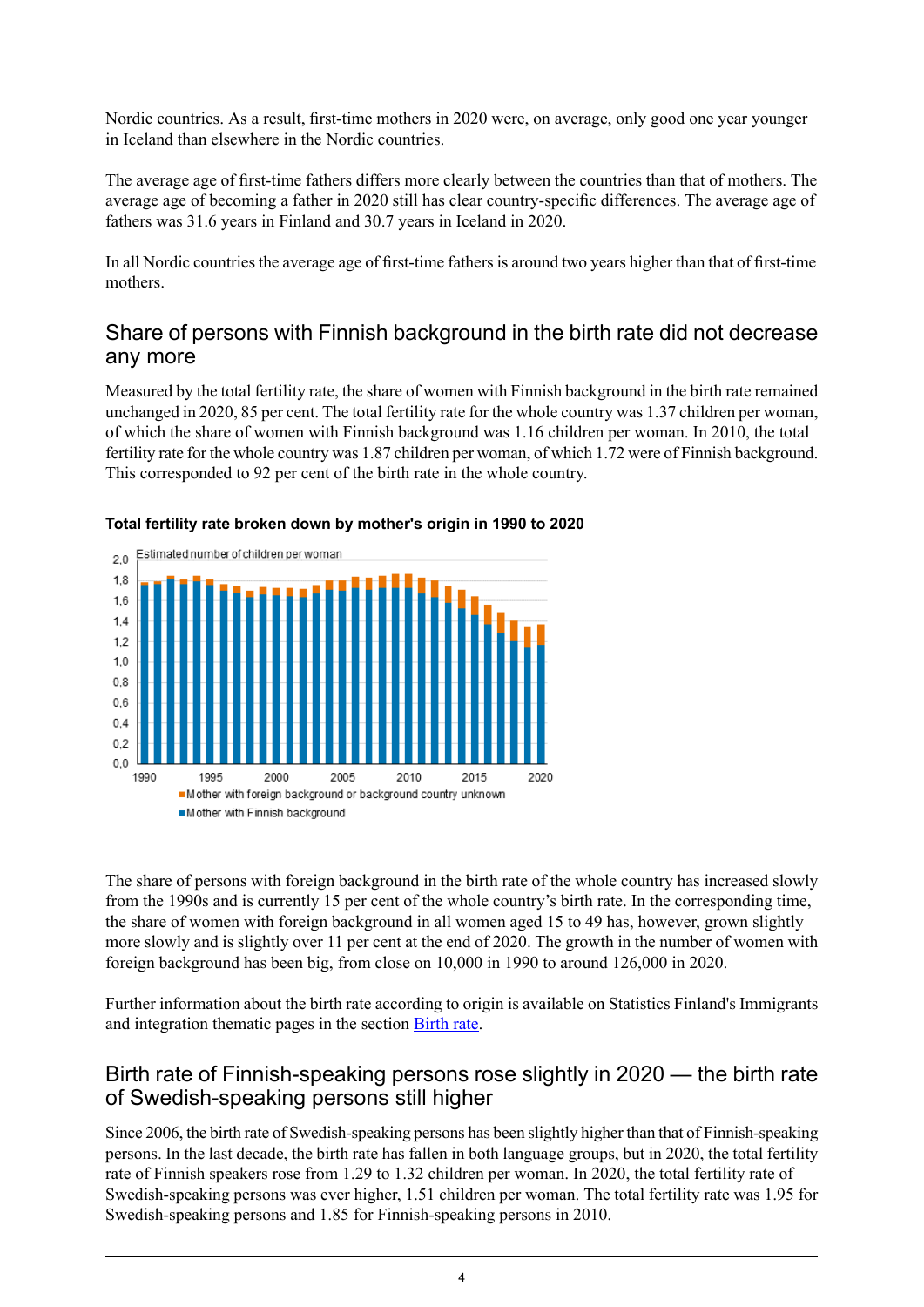Nordic countries. As a result, first-time mothers in 2020 were, on average, only good one year younger in Iceland than elsewhere in the Nordic countries.

The average age of first-time fathers differs more clearly between the countries than that of mothers. The average age of becoming a father in 2020 still has clear country-specific differences. The average age of fathers was 31.6 years in Finland and 30.7 years in Iceland in 2020.

In all Nordic countries the average age of first-time fathers is around two years higher than that of first-time mothers.

## Share of persons with Finnish background in the birth rate did not decrease any more

Measured by the total fertility rate, the share of women with Finnish background in the birth rate remained unchanged in 2020, 85 per cent. The total fertility rate for the whole country was 1.37 children per woman, of which the share of women with Finnish background was 1.16 children per woman. In 2010, the total fertility rate for the whole country was 1.87 children per woman, of which 1.72 were of Finnish background. This corresponded to 92 per cent of the birth rate in the whole country.

**Total fertility rate broken down by mother's origin in 1990 to 2020**

The share of persons with foreign background in the birth rate of the whole country has increased slowly from the 1990s and is currently 15 per cent of the whole country's birth rate. In the corresponding time, the share of women with foreign background in all women aged 15 to 49 has, however, grown slightly more slowly and is slightly over 11 per cent at the end of 2020. The growth in the number of women with foreign background has been big, from close on 10,000 in 1990 to around 126,000 in 2020.

Further information about the birth rate according to origin is available on Statistics Finland's Immigrants and integration thematic pages in the section [Birth rate](Birth rate).

## Birth rate of Finnish-speaking persons rose slightly in 2020 — the birth rate of Swedish-speaking persons still higher

Since 2006, the birth rate of Swedish-speaking persons has been slightly higher than that of Finnish-speaking persons. In the last decade, the birth rate has fallen in both language groups, but in 2020, the total fertility rate of Finnish speakers rose from 1.29 to 1.32 children per woman. In 2020, the total fertility rate of Swedish-speaking persons was ever higher, 1.51 children per woman. The total fertility rate was 1.95 for Swedish-speaking persons and 1.85 for Finnish-speaking persons in 2010.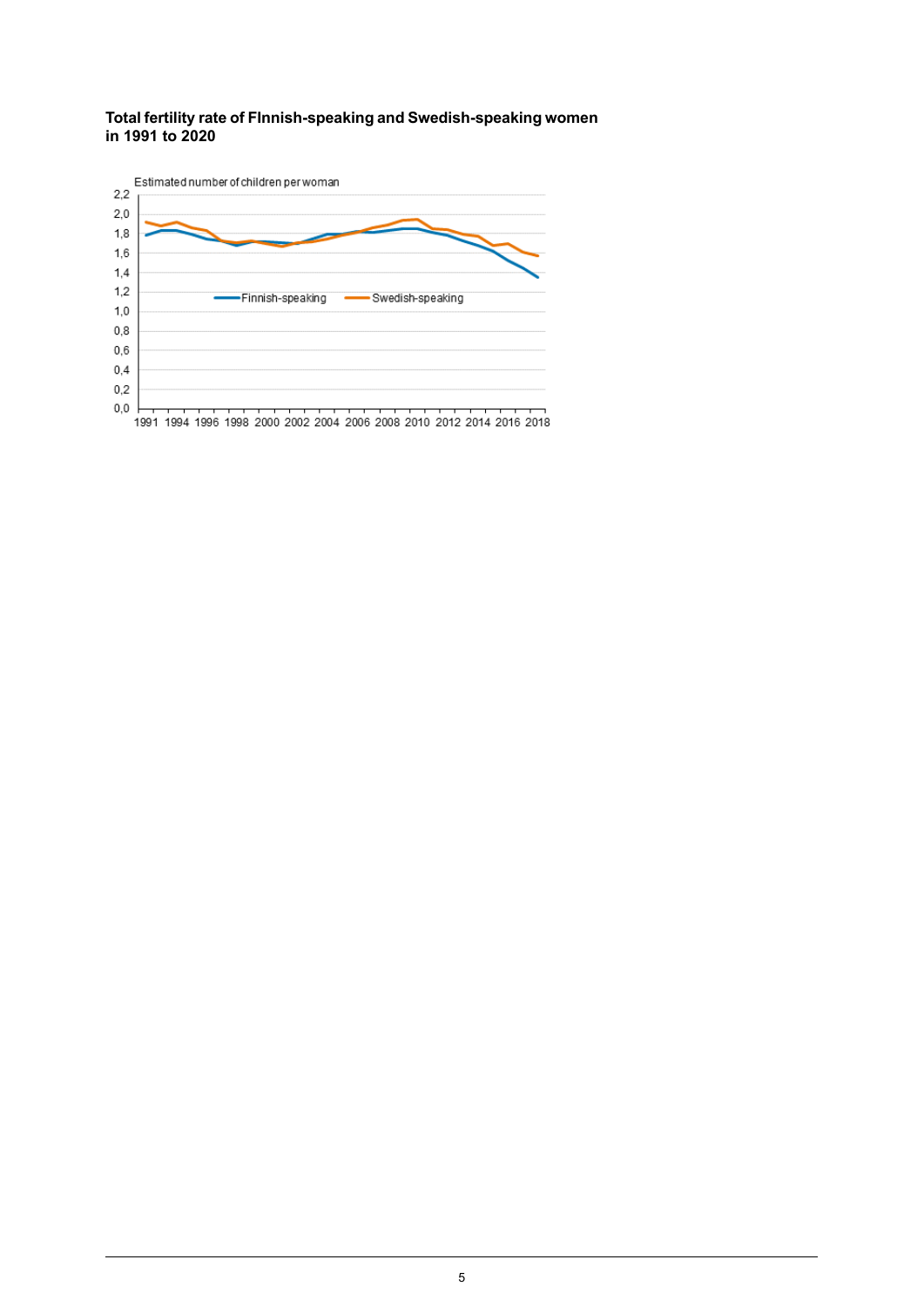**Total fertility rate of FInnish-speaking and Swedish-speaking women in 1991 to 2020**

Estimated number of children per woman

Finnish-speaking — Swedish-speaking

1991 1994 1996 1998 2000 2002 2004 2006 2008 2010 2012 2014 2016 2018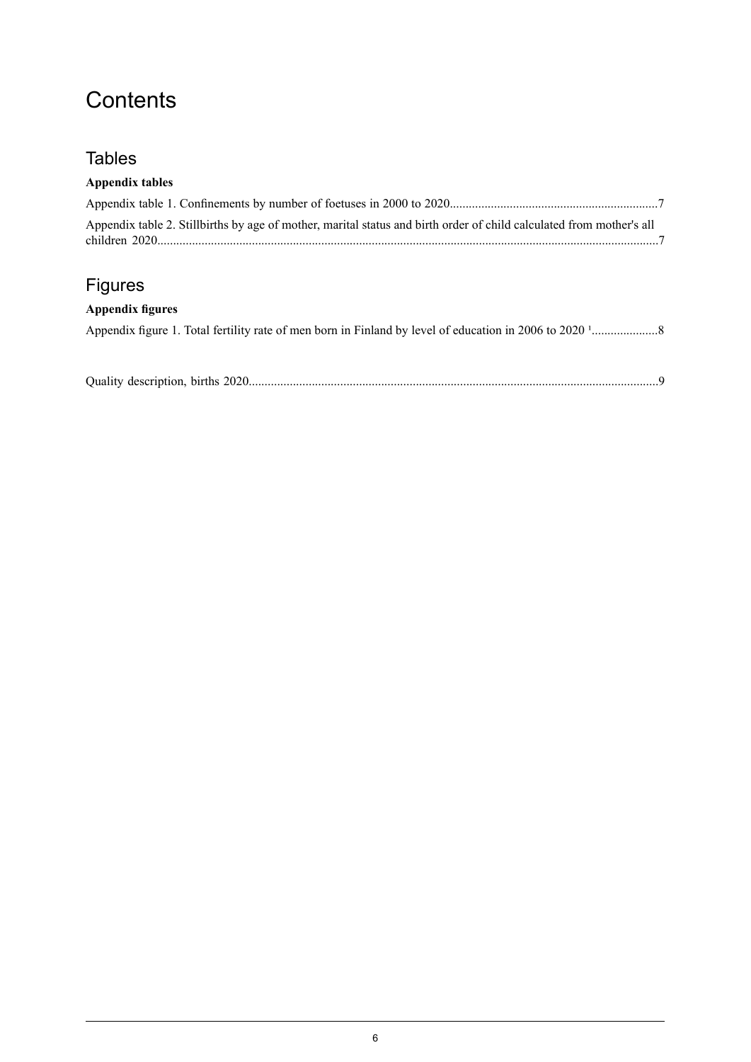# Contents

## Tables

**Appendix tables**

Appendix table 1. Confinements by number of foetuses in 2000 to 2020.................................................................7

Appendix table 2. Stillbirths by age of mother, marital status and birth order of child calculated from mother's all children 2020.............................................................................................................................................7

## Figures

**Appendix figures**

Appendix figure 1. Total fertility rate of men born in Finland by level of education in 2006 to 2020 [1].....................8

Quality description, births 2020.................................................................................................................................9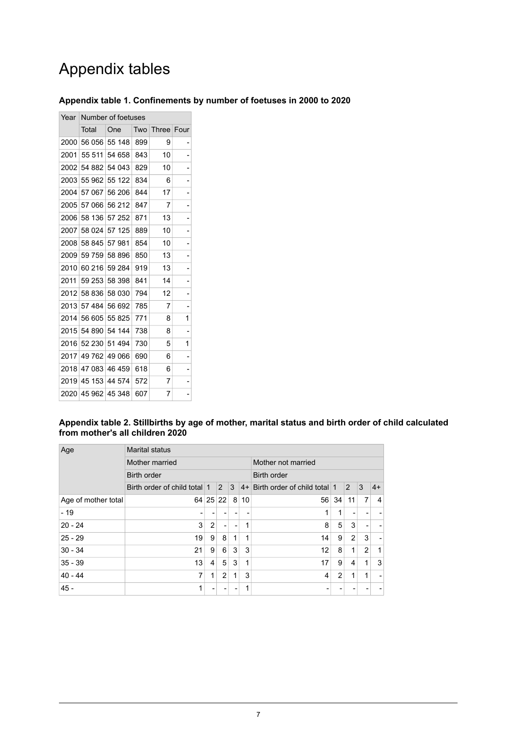# Appendix tables

### Appendix table 1. Confinements by number of foetuses in 2000 to 2020

| Year | Number of foetuses | | | | |
|---|---|---|---|---|---|
| | Total | One | Two | Three | Four |
| 2000 | 56 056 | 55 148 | 899 | 9 | - |
| 2001 | 55 511 | 54 658 | 843 | 10 | - |
| 2002 | 54 882 | 54 043 | 829 | 10 | - |
| 2003 | 55 962 | 55 122 | 834 | 6 | - |
| 2004 | 57 067 | 56 206 | 844 | 17 | - |
| 2005 | 57 066 | 56 212 | 847 | 7 | - |
| 2006 | 58 136 | 57 252 | 871 | 13 | - |
| 2007 | 58 024 | 57 125 | 889 | 10 | - |
| 2008 | 58 845 | 57 981 | 854 | 10 | - |
| 2009 | 59 759 | 58 896 | 850 | 13 | - |
| 2010 | 60 216 | 59 284 | 919 | 13 | - |
| 2011 | 59 253 | 58 398 | 841 | 14 | - |
| 2012 | 58 836 | 58 030 | 794 | 12 | - |
| 2013 | 57 484 | 56 692 | 785 | 7 | - |
| 2014 | 56 605 | 55 825 | 771 | 8 | 1 |
| 2015 | 54 890 | 54 144 | 738 | 8 | - |
| 2016 | 52 230 | 51 494 | 730 | 5 | 1 |
| 2017 | 49 762 | 49 066 | 690 | 6 | - |
| 2018 | 47 083 | 46 459 | 618 | 6 | - |
| 2019 | 45 153 | 44 574 | 572 | 7 | - |
| 2020 | 45 962 | 45 348 | 607 | 7 | - |

### Appendix table 2. Stillbirths by age of mother, marital status and birth order of child calculated from mother's all children 2020

| Age | Marital status | | | | | | | | | |
|---|---|---|---|---|---|---|---|---|---|---|
| | Mother married | | | | | Mother not married | | | | |
| | Birth order | | | | | Birth order | | | | |
| | Birth order of child total | 1 | 2 | 3 | 4+ | Birth order of child total | 1 | 2 | 3 | 4+ |
| Age of mother total | 64 | 25 | 22 | 8 | 10 | 56 | 34 | 11 | 7 | 4 |
| - 19 | - | - | - | - | - | 1 | 1 | - | - | - |
| 20 - 24 | 3 | 2 | - | - | 1 | 8 | 5 | 3 | - | - |
| 25 - 29 | 19 | 9 | 8 | 1 | 1 | 14 | 9 | 2 | 3 | - |
| 30 - 34 | 21 | 9 | 6 | 3 | 3 | 12 | 8 | 1 | 2 | 1 |
| 35 - 39 | 13 | 4 | 5 | 3 | 1 | 17 | 9 | 4 | 1 | 3 |
| 40 - 44 | 7 | 1 | 2 | 1 | 3 | 4 | 2 | 1 | 1 | - |
| 45 - | 1 | - | - | - | 1 | - | - | - | - | - |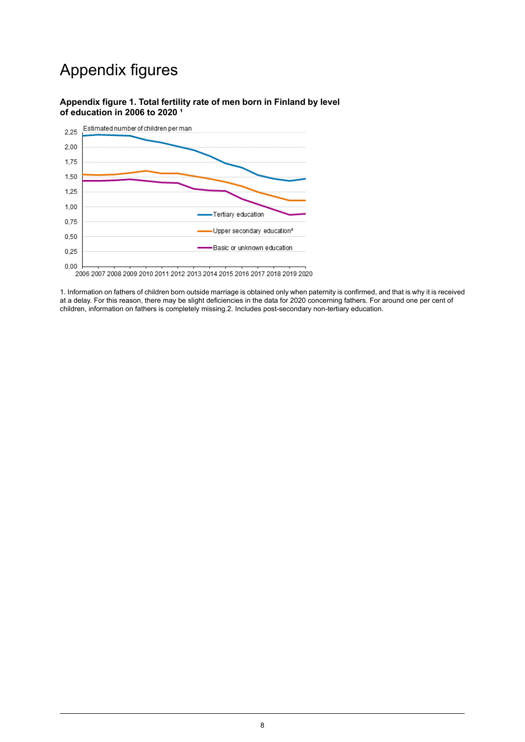# Appendix figures

**Appendix figure 1. Total fertility rate of men born in Finland by level of education in 2006 to 2020 [1]**

1. Information on fathers of children born outside marriage is obtained only when paternity is confirmed, and that is why it is received at a delay. For this reason, there may be slight deficiencies in the data for 2020 concerning fathers. For around one per cent of children, information on fathers is completely missing.2. Includes post-secondary non-tertiary education.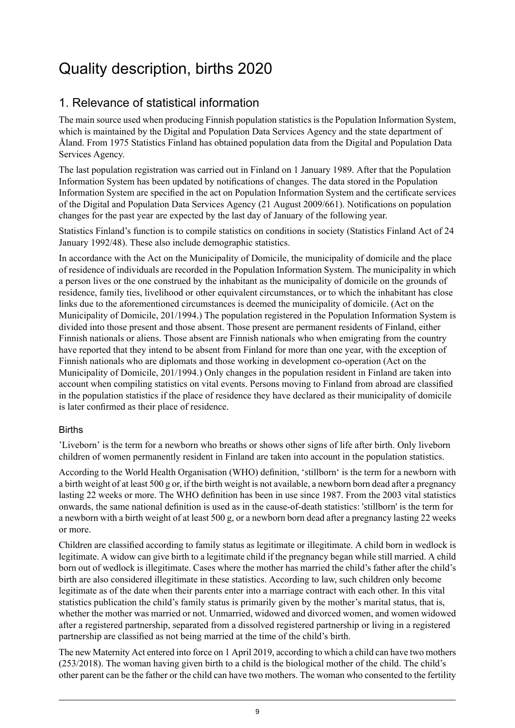# Quality description, births 2020

## 1. Relevance of statistical information

The main source used when producing Finnish population statistics is the Population Information System, which is maintained by the Digital and Population Data Services Agency and the state department of Åland. From 1975 Statistics Finland has obtained population data from the Digital and Population Data Services Agency.

The last population registration was carried out in Finland on 1 January 1989. After that the Population Information System has been updated by notifications of changes. The data stored in the Population Information System are specified in the act on Population Information System and the certificate services of the Digital and Population Data Services Agency (21 August 2009/661). Notifications on population changes for the past year are expected by the last day of January of the following year.

Statistics Finland's function is to compile statistics on conditions in society (Statistics Finland Act of 24 January 1992/48). These also include demographic statistics.

In accordance with the Act on the Municipality of Domicile, the municipality of domicile and the place of residence of individuals are recorded in the Population Information System. The municipality in which a person lives or the one construed by the inhabitant as the municipality of domicile on the grounds of residence, family ties, livelihood or other equivalent circumstances, or to which the inhabitant has close links due to the aforementioned circumstances is deemed the municipality of domicile. (Act on the Municipality of Domicile, 201/1994.) The population registered in the Population Information System is divided into those present and those absent. Those present are permanent residents of Finland, either Finnish nationals or aliens. Those absent are Finnish nationals who when emigrating from the country have reported that they intend to be absent from Finland for more than one year, with the exception of Finnish nationals who are diplomats and those working in development co-operation (Act on the Municipality of Domicile, 201/1994.) Only changes in the population resident in Finland are taken into account when compiling statistics on vital events. Persons moving to Finland from abroad are classified in the population statistics if the place of residence they have declared as their municipality of domicile is later confirmed as their place of residence.

### Births

'Liveborn' is the term for a newborn who breaths or shows other signs of life after birth. Only liveborn children of women permanently resident in Finland are taken into account in the population statistics.

According to the World Health Organisation (WHO) definition, 'stillborn' is the term for a newborn with a birth weight of at least 500 g or, if the birth weight is not available, a newborn born dead after a pregnancy lasting 22 weeks or more. The WHO definition has been in use since 1987. From the 2003 vital statistics onwards, the same national definition is used as in the cause-of-death statistics: 'stillborn' is the term for a newborn with a birth weight of at least 500 g, or a newborn born dead after a pregnancy lasting 22 weeks or more.

Children are classified according to family status as legitimate or illegitimate. A child born in wedlock is legitimate. A widow can give birth to a legitimate child if the pregnancy began while still married. A child born out of wedlock is illegitimate. Cases where the mother has married the child's father after the child's birth are also considered illegitimate in these statistics. According to law, such children only become legitimate as of the date when their parents enter into a marriage contract with each other. In this vital statistics publication the child's family status is primarily given by the mother's marital status, that is, whether the mother was married or not. Unmarried, widowed and divorced women, and women widowed after a registered partnership, separated from a dissolved registered partnership or living in a registered partnership are classified as not being married at the time of the child's birth.

The new Maternity Act entered into force on 1 April 2019, according to which a child can have two mothers (253/2018). The woman having given birth to a child is the biological mother of the child. The child's other parent can be the father or the child can have two mothers. The woman who consented to the fertility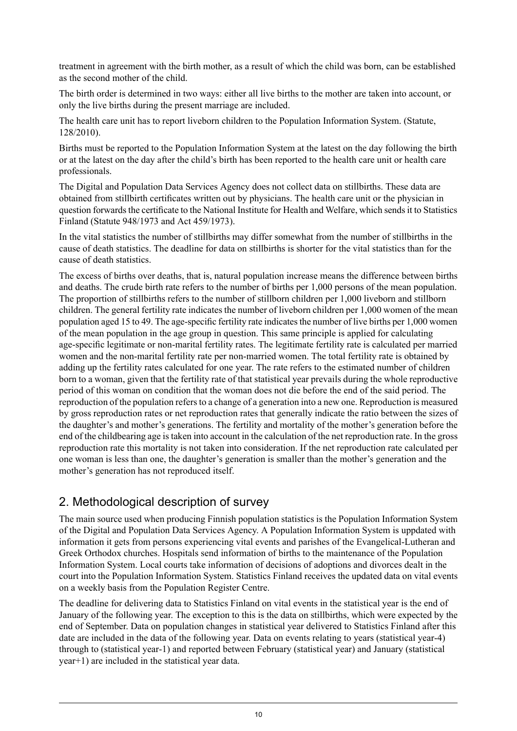treatment in agreement with the birth mother, as a result of which the child was born, can be established as the second mother of the child.

The birth order is determined in two ways: either all live births to the mother are taken into account, or only the live births during the present marriage are included.

The health care unit has to report liveborn children to the Population Information System. (Statute, 128/2010).

Births must be reported to the Population Information System at the latest on the day following the birth or at the latest on the day after the child's birth has been reported to the health care unit or health care professionals.

The Digital and Population Data Services Agency does not collect data on stillbirths. These data are obtained from stillbirth certificates written out by physicians. The health care unit or the physician in question forwards the certificate to the National Institute for Health and Welfare, which sends it to Statistics Finland (Statute 948/1973 and Act 459/1973).

In the vital statistics the number of stillbirths may differ somewhat from the number of stillbirths in the cause of death statistics. The deadline for data on stillbirths is shorter for the vital statistics than for the cause of death statistics.

The excess of births over deaths, that is, natural population increase means the difference between births and deaths. The crude birth rate refers to the number of births per 1,000 persons of the mean population. The proportion of stillbirths refers to the number of stillborn children per 1,000 liveborn and stillborn children. The general fertility rate indicates the number of liveborn children per 1,000 women of the mean population aged 15 to 49. The age-specific fertility rate indicates the number of live births per 1,000 women of the mean population in the age group in question. This same principle is applied for calculating age-specific legitimate or non-marital fertility rates. The legitimate fertility rate is calculated per married women and the non-marital fertility rate per non-married women. The total fertility rate is obtained by adding up the fertility rates calculated for one year. The rate refers to the estimated number of children born to a woman, given that the fertility rate of that statistical year prevails during the whole reproductive period of this woman on condition that the woman does not die before the end of the said period. The reproduction of the population refers to a change of a generation into a new one. Reproduction is measured by gross reproduction rates or net reproduction rates that generally indicate the ratio between the sizes of the daughter's and mother's generations. The fertility and mortality of the mother's generation before the end of the childbearing age is taken into account in the calculation of the net reproduction rate. In the gross reproduction rate this mortality is not taken into consideration. If the net reproduction rate calculated per one woman is less than one, the daughter's generation is smaller than the mother's generation and the mother's generation has not reproduced itself.

## 2. Methodological description of survey

The main source used when producing Finnish population statistics is the Population Information System of the Digital and Population Data Services Agency. A Population Information System is uppdated with information it gets from persons experiencing vital events and parishes of the Evangelical-Lutheran and Greek Orthodox churches. Hospitals send information of births to the maintenance of the Population Information System. Local courts take information of decisions of adoptions and divorces dealt in the court into the Population Information System. Statistics Finland receives the updated data on vital events on a weekly basis from the Population Register Centre.

The deadline for delivering data to Statistics Finland on vital events in the statistical year is the end of January of the following year. The exception to this is the data on stillbirths, which were expected by the end of September. Data on population changes in statistical year delivered to Statistics Finland after this date are included in the data of the following year. Data on events relating to years (statistical year-4) through to (statistical year-1) and reported between February (statistical year) and January (statistical year+1) are included in the statistical year data.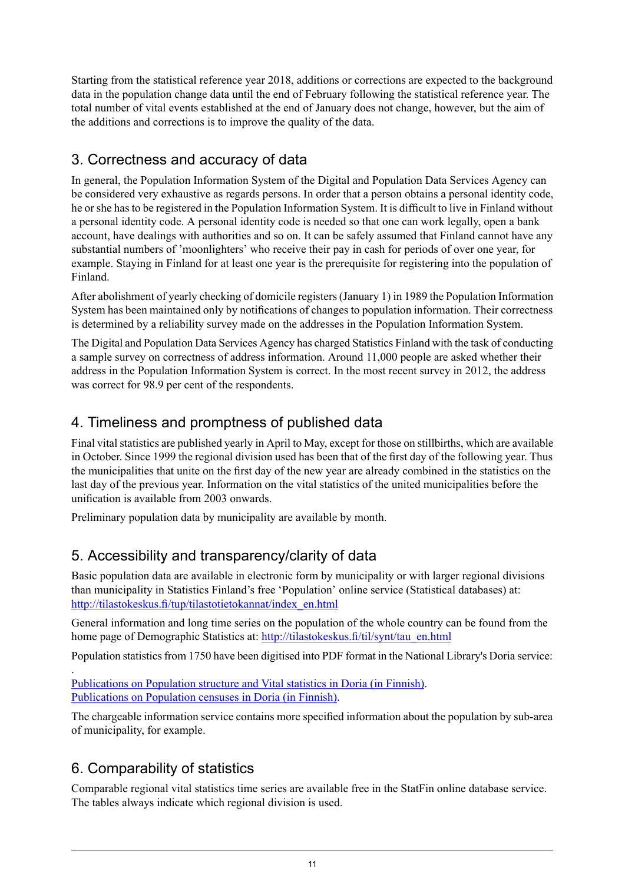Starting from the statistical reference year 2018, additions or corrections are expected to the background data in the population change data until the end of February following the statistical reference year. The total number of vital events established at the end of January does not change, however, but the aim of the additions and corrections is to improve the quality of the data.

## 3. Correctness and accuracy of data

In general, the Population Information System of the Digital and Population Data Services Agency can be considered very exhaustive as regards persons. In order that a person obtains a personal identity code, he or she has to be registered in the Population Information System. It is difficult to live in Finland without a personal identity code. A personal identity code is needed so that one can work legally, open a bank account, have dealings with authorities and so on. It can be safely assumed that Finland cannot have any substantial numbers of 'moonlighters' who receive their pay in cash for periods of over one year, for example. Staying in Finland for at least one year is the prerequisite for registering into the population of Finland.

After abolishment of yearly checking of domicile registers (January 1) in 1989 the Population Information System has been maintained only by notifications of changes to population information. Their correctness is determined by a reliability survey made on the addresses in the Population Information System.

The Digital and Population Data Services Agency has charged Statistics Finland with the task of conducting a sample survey on correctness of address information. Around 11,000 people are asked whether their address in the Population Information System is correct. In the most recent survey in 2012, the address was correct for 98.9 per cent of the respondents.

## 4. Timeliness and promptness of published data

Final vital statistics are published yearly in April to May, except for those on stillbirths, which are available in October. Since 1999 the regional division used has been that of the first day of the following year. Thus the municipalities that unite on the first day of the new year are already combined in the statistics on the last day of the previous year. Information on the vital statistics of the united municipalities before the unification is available from 2003 onwards.

Preliminary population data by municipality are available by month.

## 5. Accessibility and transparency/clarity of data

Basic population data are available in electronic form by municipality or with larger regional divisions than municipality in Statistics Finland's free 'Population' online service (Statistical databases) at: http://tilastokeskus.fi/tup/tilastotietokannat/index_en.html

General information and long time series on the population of the whole country can be found from the home page of Demographic Statistics at: http://tilastokeskus.fi/til/synt/tau_en.html

Population statistics from 1750 have been digitised into PDF format in the National Library's Doria service:

.

Publications on Population structure and Vital statistics in Doria (in Finnish).
Publications on Population censuses in Doria (in Finnish).

The chargeable information service contains more specified information about the population by sub-area of municipality, for example.

## 6. Comparability of statistics

Comparable regional vital statistics time series are available free in the StatFin online database service. The tables always indicate which regional division is used.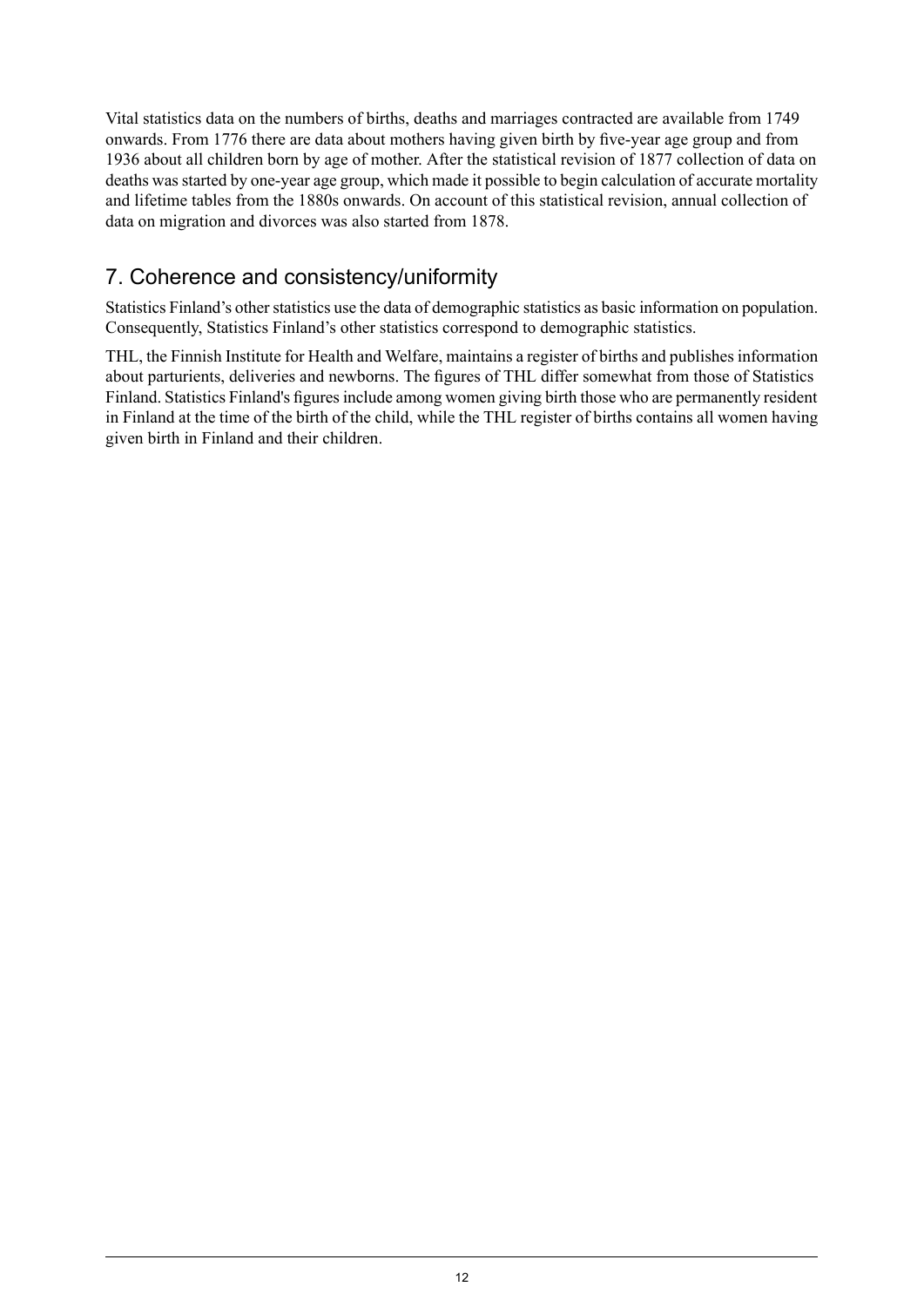Vital statistics data on the numbers of births, deaths and marriages contracted are available from 1749 onwards. From 1776 there are data about mothers having given birth by five-year age group and from 1936 about all children born by age of mother. After the statistical revision of 1877 collection of data on deaths was started by one-year age group, which made it possible to begin calculation of accurate mortality and lifetime tables from the 1880s onwards. On account of this statistical revision, annual collection of data on migration and divorces was also started from 1878.

## 7. Coherence and consistency/uniformity

Statistics Finland's other statistics use the data of demographic statistics as basic information on population. Consequently, Statistics Finland's other statistics correspond to demographic statistics.

THL, the Finnish Institute for Health and Welfare, maintains a register of births and publishes information about parturients, deliveries and newborns. The figures of THL differ somewhat from those of Statistics Finland. Statistics Finland's figures include among women giving birth those who are permanently resident in Finland at the time of the birth of the child, while the THL register of births contains all women having given birth in Finland and their children.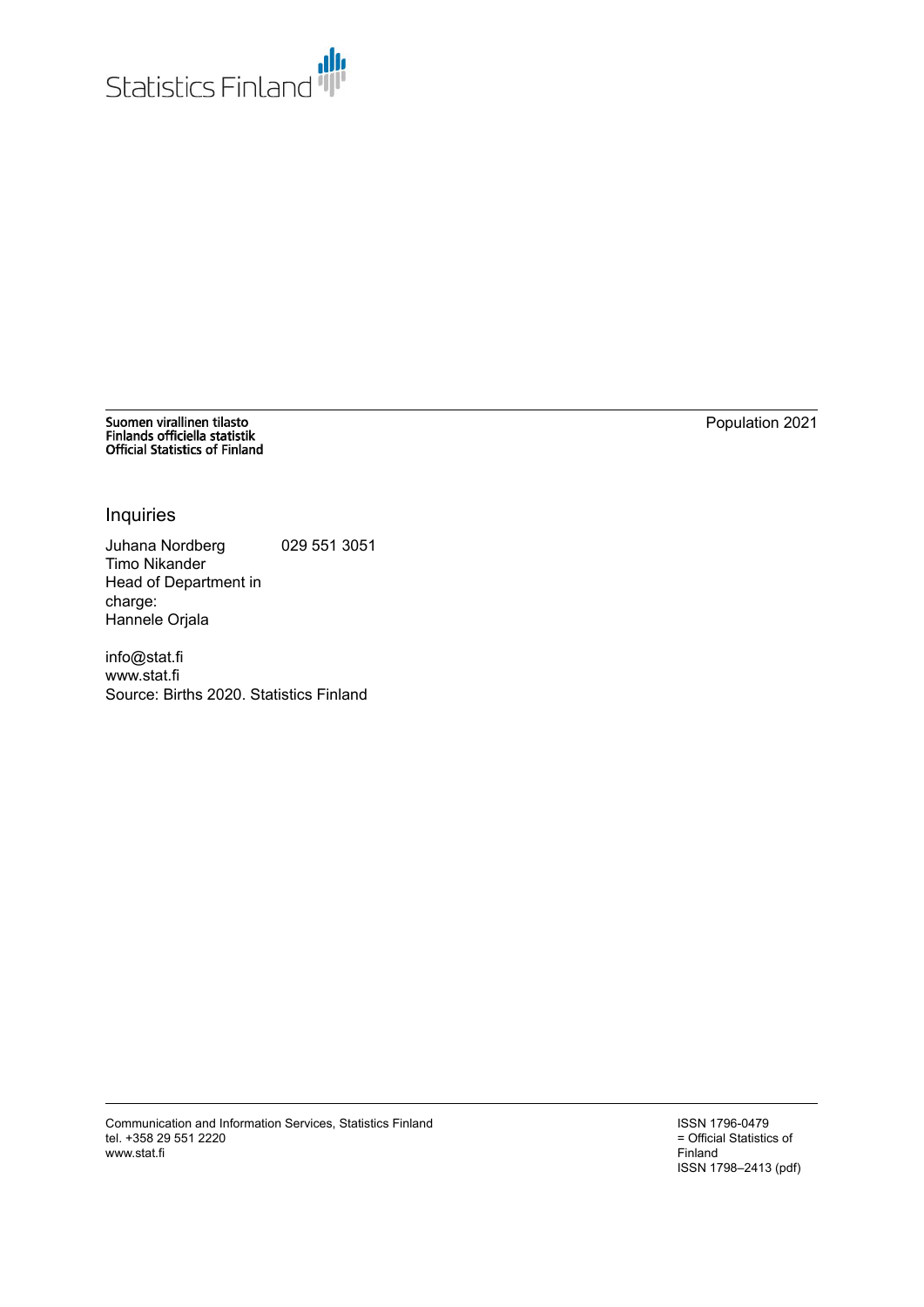Statistics Finland

Suomen virallinen tilasto
Finlands officiella statistik
Official Statistics of Finland

Population 2021

## Inquiries

Juhana Nordberg 029 551 3051
Timo Nikander
Head of Department in charge:
Hannele Orjala

info@stat.fi
www.stat.fi
Source: Births 2020. Statistics Finland

Communication and Information Services, Statistics Finland
tel. +358 29 551 2220
www.stat.fi

ISSN 1796-0479
= Official Statistics of Finland
ISSN 1798–2413 (pdf)